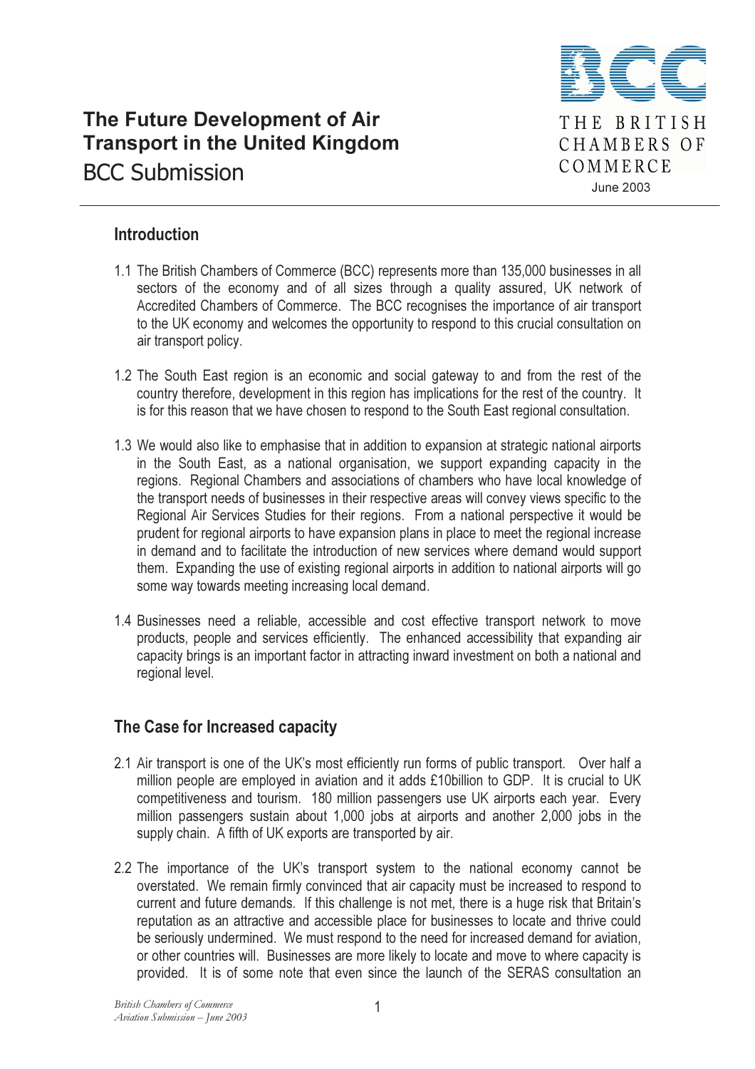# The Future Development of Air Transport in the United Kingdom

## BCC Submission

THE BRITISH CHAMBERS OF COMMERCE

June 2003

## Introduction

1.1 The British Chambers of Commerce (BCC) represents more than 135,000 businesses in all sectors of the economy and of all sizes through a quality assured, UK network of Accredited Chambers of Commerce. The BCC recognises the importance of air transport to the UK economy and welcomes the opportunity to respond to this crucial consultation on air transport policy.

1.2 The South East region is an economic and social gateway to and from the rest of the country therefore, development in this region has implications for the rest of the country. It is for this reason that we have chosen to respond to the South East regional consultation.

1.3 We would also like to emphasise that in addition to expansion at strategic national airports in the South East, as a national organisation, we support expanding capacity in the regions. Regional Chambers and associations of chambers who have local knowledge of the transport needs of businesses in their respective areas will convey views specific to the Regional Air Services Studies for their regions. From a national perspective it would be prudent for regional airports to have expansion plans in place to meet the regional increase in demand and to facilitate the introduction of new services where demand would support them. Expanding the use of existing regional airports in addition to national airports will go some way towards meeting increasing local demand.

1.4 Businesses need a reliable, accessible and cost effective transport network to move products, people and services efficiently. The enhanced accessibility that expanding air capacity brings is an important factor in attracting inward investment on both a national and regional level.

## The Case for Increased capacity

2.1 Air transport is one of the UK's most efficiently run forms of public transport. Over half a million people are employed in aviation and it adds £10billion to GDP. It is crucial to UK competitiveness and tourism. 180 million passengers use UK airports each year. Every million passengers sustain about 1,000 jobs at airports and another 2,000 jobs in the supply chain. A fifth of UK exports are transported by air.

2.2 The importance of the UK's transport system to the national economy cannot be overstated. We remain firmly convinced that air capacity must be increased to respond to current and future demands. If this challenge is not met, there is a huge risk that Britain's reputation as an attractive and accessible place for businesses to locate and thrive could be seriously undermined. We must respond to the need for increased demand for aviation, or other countries will. Businesses are more likely to locate and move to where capacity is provided. It is of some note that even since the launch of the SERAS consultation an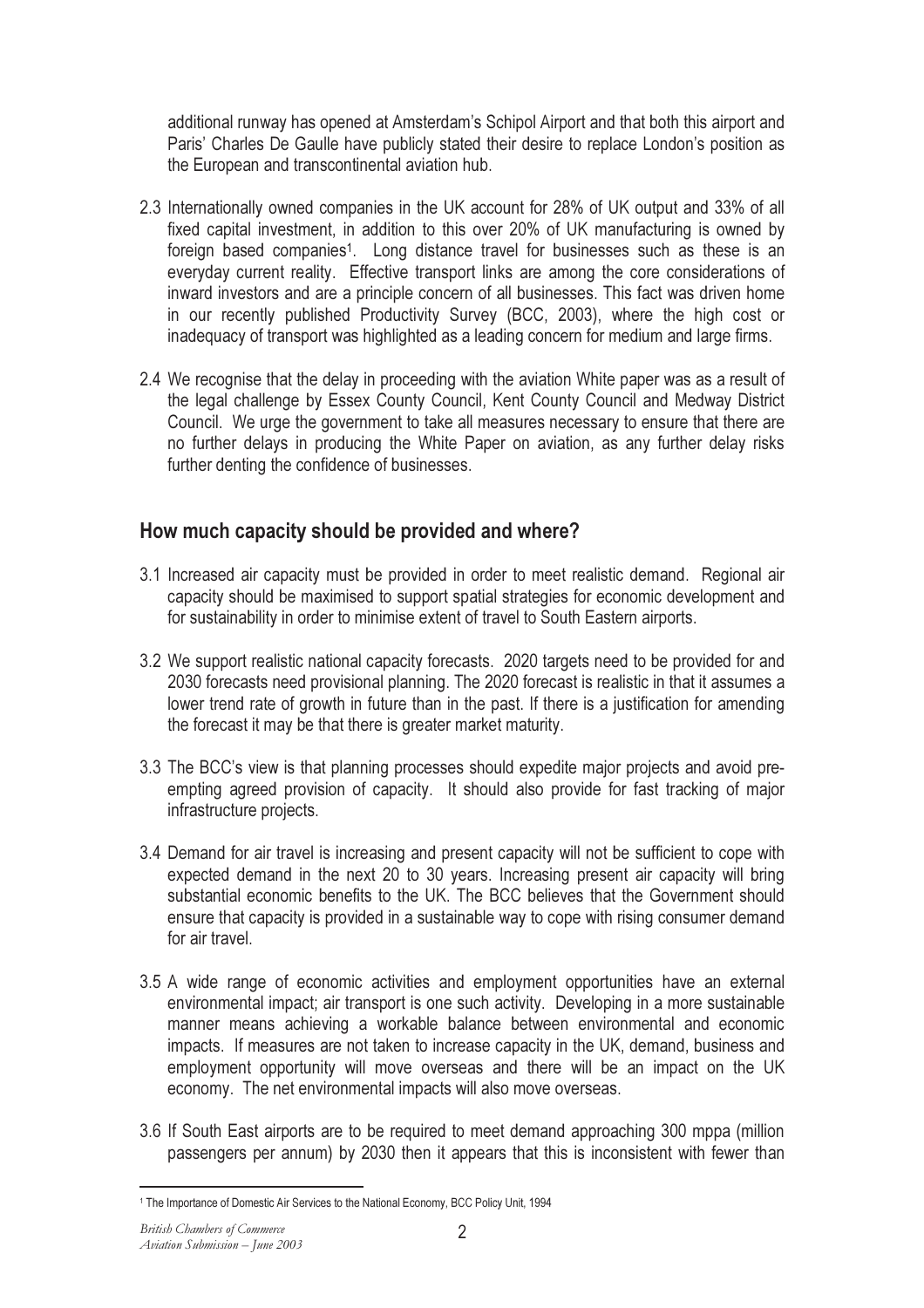additional runway has opened at Amsterdam's Schipol Airport and that both this airport and Paris' Charles De Gaulle have publicly stated their desire to replace London's position as the European and transcontinental aviation hub.

2.3 Internationally owned companies in the UK account for 28% of UK output and 33% of all fixed capital investment, in addition to this over 20% of UK manufacturing is owned by foreign based companies[1]. Long distance travel for businesses such as these is an everyday current reality. Effective transport links are among the core considerations of inward investors and are a principle concern of all businesses. This fact was driven home in our recently published Productivity Survey (BCC, 2003), where the high cost or inadequacy of transport was highlighted as a leading concern for medium and large firms.

2.4 We recognise that the delay in proceeding with the aviation White paper was as a result of the legal challenge by Essex County Council, Kent County Council and Medway District Council. We urge the government to take all measures necessary to ensure that there are no further delays in producing the White Paper on aviation, as any further delay risks further denting the confidence of businesses.

## How much capacity should be provided and where?

3.1 Increased air capacity must be provided in order to meet realistic demand. Regional air capacity should be maximised to support spatial strategies for economic development and for sustainability in order to minimise extent of travel to South Eastern airports.

3.2 We support realistic national capacity forecasts. 2020 targets need to be provided for and 2030 forecasts need provisional planning. The 2020 forecast is realistic in that it assumes a lower trend rate of growth in future than in the past. If there is a justification for amending the forecast it may be that there is greater market maturity.

3.3 The BCC's view is that planning processes should expedite major projects and avoid pre-empting agreed provision of capacity. It should also provide for fast tracking of major infrastructure projects.

3.4 Demand for air travel is increasing and present capacity will not be sufficient to cope with expected demand in the next 20 to 30 years. Increasing present air capacity will bring substantial economic benefits to the UK. The BCC believes that the Government should ensure that capacity is provided in a sustainable way to cope with rising consumer demand for air travel.

3.5 A wide range of economic activities and employment opportunities have an external environmental impact; air transport is one such activity. Developing in a more sustainable manner means achieving a workable balance between environmental and economic impacts. If measures are not taken to increase capacity in the UK, demand, business and employment opportunity will move overseas and there will be an impact on the UK economy. The net environmental impacts will also move overseas.

3.6 If South East airports are to be required to meet demand approaching 300 mppa (million passengers per annum) by 2030 then it appears that this is inconsistent with fewer than

[1] The Importance of Domestic Air Services to the National Economy, BCC Policy Unit, 1994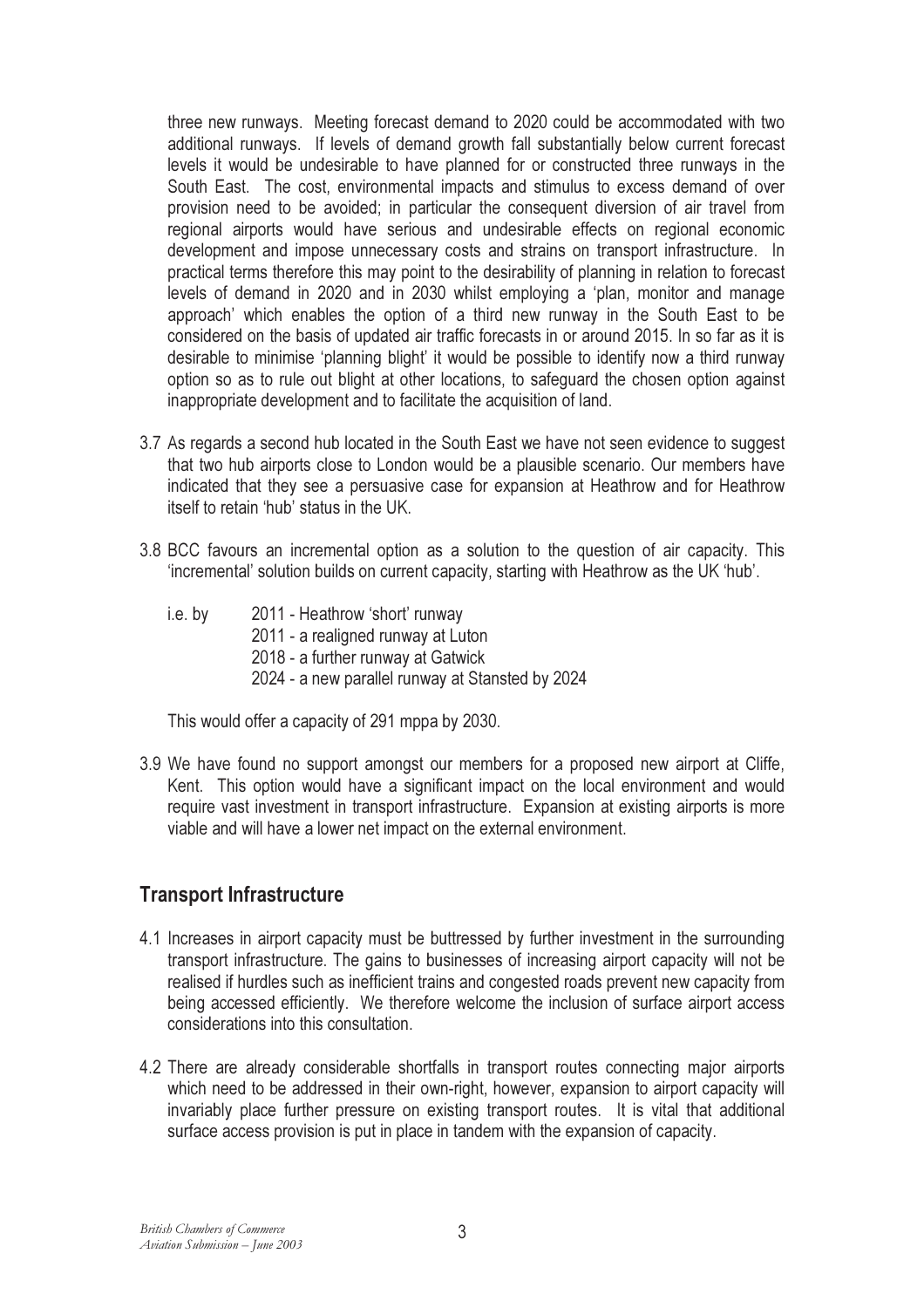three new runways. Meeting forecast demand to 2020 could be accommodated with two additional runways. If levels of demand growth fall substantially below current forecast levels it would be undesirable to have planned for or constructed three runways in the South East. The cost, environmental impacts and stimulus to excess demand of over provision need to be avoided; in particular the consequent diversion of air travel from regional airports would have serious and undesirable effects on regional economic development and impose unnecessary costs and strains on transport infrastructure. In practical terms therefore this may point to the desirability of planning in relation to forecast levels of demand in 2020 and in 2030 whilst employing a 'plan, monitor and manage approach' which enables the option of a third new runway in the South East to be considered on the basis of updated air traffic forecasts in or around 2015. In so far as it is desirable to minimise 'planning blight' it would be possible to identify now a third runway option so as to rule out blight at other locations, to safeguard the chosen option against inappropriate development and to facilitate the acquisition of land.

3.7 As regards a second hub located in the South East we have not seen evidence to suggest that two hub airports close to London would be a plausible scenario. Our members have indicated that they see a persuasive case for expansion at Heathrow and for Heathrow itself to retain 'hub' status in the UK.

3.8 BCC favours an incremental option as a solution to the question of air capacity. This 'incremental' solution builds on current capacity, starting with Heathrow as the UK 'hub'.

i.e. by
- 2011 - Heathrow 'short' runway
- 2011 - a realigned runway at Luton
- 2018 - a further runway at Gatwick
- 2024 - a new parallel runway at Stansted by 2024

This would offer a capacity of 291 mppa by 2030.

3.9 We have found no support amongst our members for a proposed new airport at Cliffe, Kent. This option would have a significant impact on the local environment and would require vast investment in transport infrastructure. Expansion at existing airports is more viable and will have a lower net impact on the external environment.

## Transport Infrastructure

4.1 Increases in airport capacity must be buttressed by further investment in the surrounding transport infrastructure. The gains to businesses of increasing airport capacity will not be realised if hurdles such as inefficient trains and congested roads prevent new capacity from being accessed efficiently. We therefore welcome the inclusion of surface airport access considerations into this consultation.

4.2 There are already considerable shortfalls in transport routes connecting major airports which need to be addressed in their own-right, however, expansion to airport capacity will invariably place further pressure on existing transport routes. It is vital that additional surface access provision is put in place in tandem with the expansion of capacity.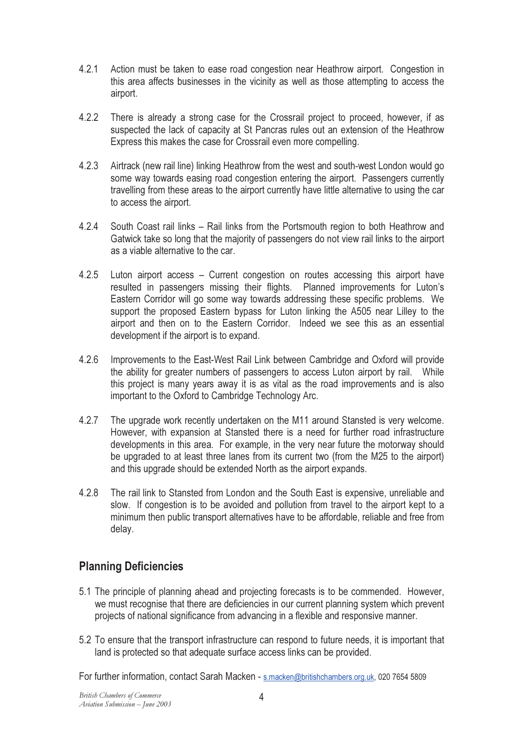4.2.1 Action must be taken to ease road congestion near Heathrow airport. Congestion in this area affects businesses in the vicinity as well as those attempting to access the airport.

4.2.2 There is already a strong case for the Crossrail project to proceed, however, if as suspected the lack of capacity at St Pancras rules out an extension of the Heathrow Express this makes the case for Crossrail even more compelling.

4.2.3 Airtrack (new rail line) linking Heathrow from the west and south-west London would go some way towards easing road congestion entering the airport. Passengers currently travelling from these areas to the airport currently have little alternative to using the car to access the airport.

4.2.4 South Coast rail links – Rail links from the Portsmouth region to both Heathrow and Gatwick take so long that the majority of passengers do not view rail links to the airport as a viable alternative to the car.

4.2.5 Luton airport access – Current congestion on routes accessing this airport have resulted in passengers missing their flights. Planned improvements for Luton's Eastern Corridor will go some way towards addressing these specific problems. We support the proposed Eastern bypass for Luton linking the A505 near Lilley to the airport and then on to the Eastern Corridor. Indeed we see this as an essential development if the airport is to expand.

4.2.6 Improvements to the East-West Rail Link between Cambridge and Oxford will provide the ability for greater numbers of passengers to access Luton airport by rail. While this project is many years away it is as vital as the road improvements and is also important to the Oxford to Cambridge Technology Arc.

4.2.7 The upgrade work recently undertaken on the M11 around Stansted is very welcome. However, with expansion at Stansted there is a need for further road infrastructure developments in this area. For example, in the very near future the motorway should be upgraded to at least three lanes from its current two (from the M25 to the airport) and this upgrade should be extended North as the airport expands.

4.2.8 The rail link to Stansted from London and the South East is expensive, unreliable and slow. If congestion is to be avoided and pollution from travel to the airport kept to a minimum then public transport alternatives have to be affordable, reliable and free from delay.

## Planning Deficiencies

5.1 The principle of planning ahead and projecting forecasts is to be commended. However, we must recognise that there are deficiencies in our current planning system which prevent projects of national significance from advancing in a flexible and responsive manner.

5.2 To ensure that the transport infrastructure can respond to future needs, it is important that land is protected so that adequate surface access links can be provided.

For further information, contact Sarah Macken - s.macken@britishchambers.org.uk, 020 7654 5809